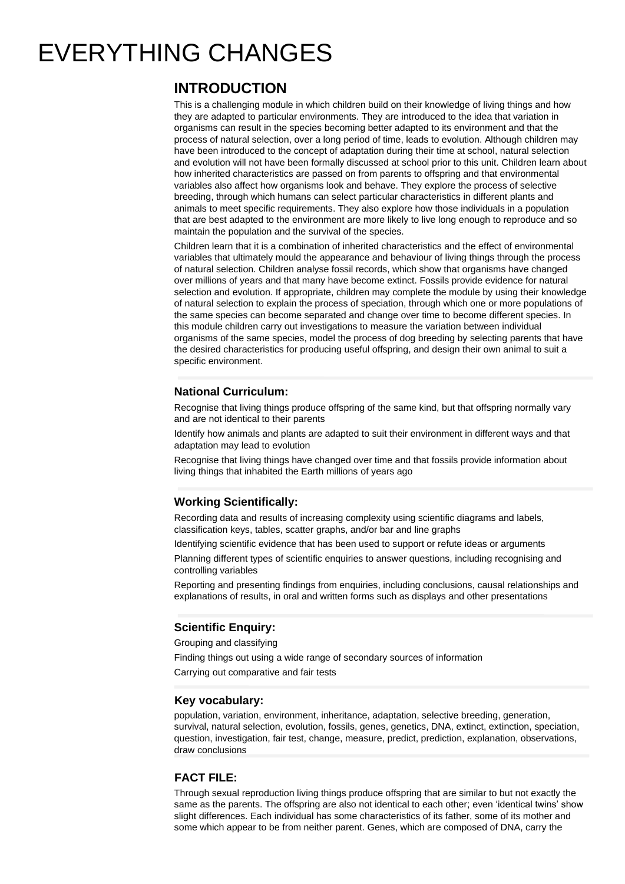# EVERYTHING CHANGES

## INTRODUCTION

This is a challenging module in which children build on their knowledge of living things and how they are adapted to particular environments. They are introduced to the idea that variation in organisms can result in the species becoming better adapted to its environment and that the process of natural selection, over a long period of time, leads to evolution. Although children may have been introduced to the concept of adaptation during their time at school, natural selection and evolution will not have been formally discussed at school prior to this unit. Children learn about how inherited characteristics are passed on from parents to offspring and that environmental variables also affect how organisms look and behave. They explore the process of selective breeding, through which humans can select particular characteristics in different plants and animals to meet specific requirements. They also explore how those individuals in a population that are best adapted to the environment are more likely to live long enough to reproduce and so maintain the population and the survival of the species.

Children learn that it is a combination of inherited characteristics and the effect of environmental variables that ultimately mould the appearance and behaviour of living things through the process of natural selection. Children analyse fossil records, which show that organisms have changed over millions of years and that many have become extinct. Fossils provide evidence for natural selection and evolution. If appropriate, children may complete the module by using their knowledge of natural selection to explain the process of speciation, through which one or more populations of the same species can become separated and change over time to become different species. In this module children carry out investigations to measure the variation between individual organisms of the same species, model the process of dog breeding by selecting parents that have the desired characteristics for producing useful offspring, and design their own animal to suit a specific environment.

### National Curriculum:

Recognise that living things produce offspring of the same kind, but that offspring normally vary and are not identical to their parents

Identify how animals and plants are adapted to suit their environment in different ways and that adaptation may lead to evolution

Recognise that living things have changed over time and that fossils provide information about living things that inhabited the Earth millions of years ago

### Working Scientifically:

Recording data and results of increasing complexity using scientific diagrams and labels, classification keys, tables, scatter graphs, and/or bar and line graphs

Identifying scientific evidence that has been used to support or refute ideas or arguments

Planning different types of scientific enquiries to answer questions, including recognising and controlling variables

Reporting and presenting findings from enquiries, including conclusions, causal relationships and explanations of results, in oral and written forms such as displays and other presentations

### Scientific Enquiry:

Grouping and classifying

Finding things out using a wide range of secondary sources of information

Carrying out comparative and fair tests

### Key vocabulary:

population, variation, environment, inheritance, adaptation, selective breeding, generation, survival, natural selection, evolution, fossils, genes, genetics, DNA, extinct, extinction, speciation, question, investigation, fair test, change, measure, predict, prediction, explanation, observations, draw conclusions

### FACT FILE:

Through sexual reproduction living things produce offspring that are similar to but not exactly the same as the parents. The offspring are also not identical to each other; even 'identical twins' show slight differences. Each individual has some characteristics of its father, some of its mother and some which appear to be from neither parent. Genes, which are composed of DNA, carry the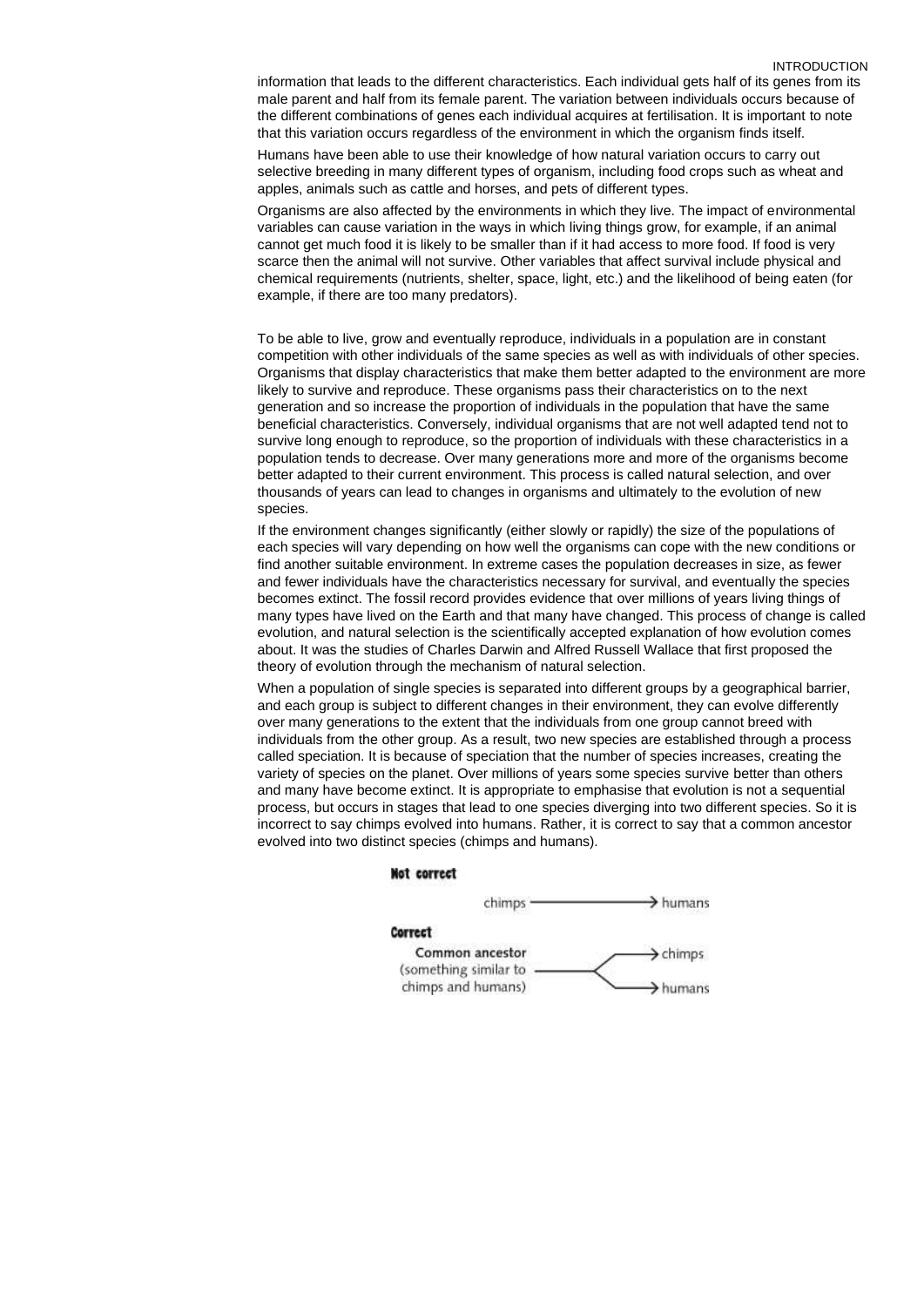information that leads to the different characteristics. Each individual gets half of its genes from its male parent and half from its female parent. The variation between individuals occurs because of the different combinations of genes each individual acquires at fertilisation. It is important to note that this variation occurs regardless of the environment in which the organism finds itself.

Humans have been able to use their knowledge of how natural variation occurs to carry out selective breeding in many different types of organism, including food crops such as wheat and apples, animals such as cattle and horses, and pets of different types.

Organisms are also affected by the environments in which they live. The impact of environmental variables can cause variation in the ways in which living things grow, for example, if an animal cannot get much food it is likely to be smaller than if it had access to more food. If food is very scarce then the animal will not survive. Other variables that affect survival include physical and chemical requirements (nutrients, shelter, space, light, etc.) and the likelihood of being eaten (for example, if there are too many predators).

To be able to live, grow and eventually reproduce, individuals in a population are in constant competition with other individuals of the same species as well as with individuals of other species. Organisms that display characteristics that make them better adapted to the environment are more likely to survive and reproduce. These organisms pass their characteristics on to the next generation and so increase the proportion of individuals in the population that have the same beneficial characteristics. Conversely, individual organisms that are not well adapted tend not to survive long enough to reproduce, so the proportion of individuals with these characteristics in a population tends to decrease. Over many generations more and more of the organisms become better adapted to their current environment. This process is called natural selection, and over thousands of years can lead to changes in organisms and ultimately to the evolution of new species.

If the environment changes significantly (either slowly or rapidly) the size of the populations of each species will vary depending on how well the organisms can cope with the new conditions or find another suitable environment. In extreme cases the population decreases in size, as fewer and fewer individuals have the characteristics necessary for survival, and eventually the species becomes extinct. The fossil record provides evidence that over millions of years living things of many types have lived on the Earth and that many have changed. This process of change is called evolution, and natural selection is the scientifically accepted explanation of how evolution comes about. It was the studies of Charles Darwin and Alfred Russell Wallace that first proposed the theory of evolution through the mechanism of natural selection.

When a population of single species is separated into different groups by a geographical barrier, and each group is subject to different changes in their environment, they can evolve differently over many generations to the extent that the individuals from one group cannot breed with individuals from the other group. As a result, two new species are established through a process called speciation. It is because of speciation that the number of species increases, creating the variety of species on the planet. Over millions of years some species survive better than others and many have become extinct. It is appropriate to emphasise that evolution is not a sequential process, but occurs in stages that lead to one species diverging into two different species. So it is incorrect to say chimps evolved into humans. Rather, it is correct to say that a common ancestor evolved into two distinct species (chimps and humans).

**Not correct**

chimps → humans

**Correct**

Common ancestor (something similar to chimps and humans) → chimps

→ humans